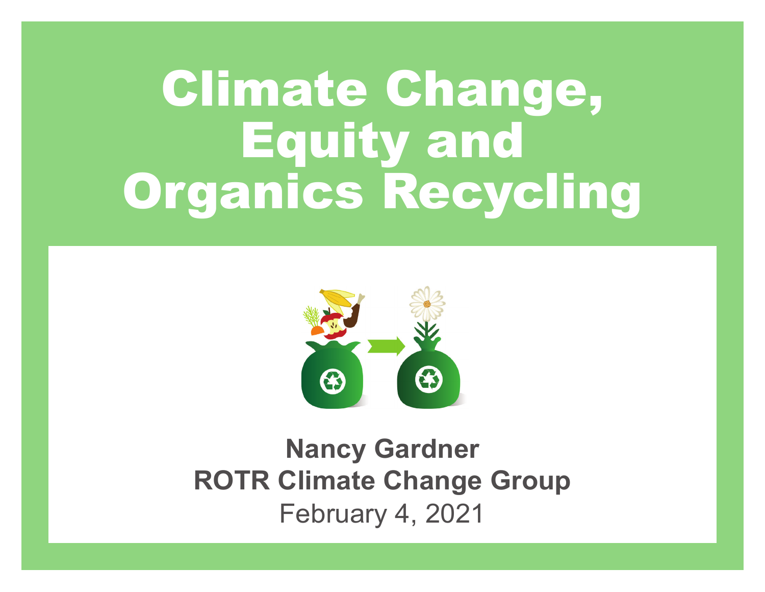# Climate Change, Equity and Organics Recycling

**Nancy Gardner**
**ROTR Climate Change Group**
February 4, 2021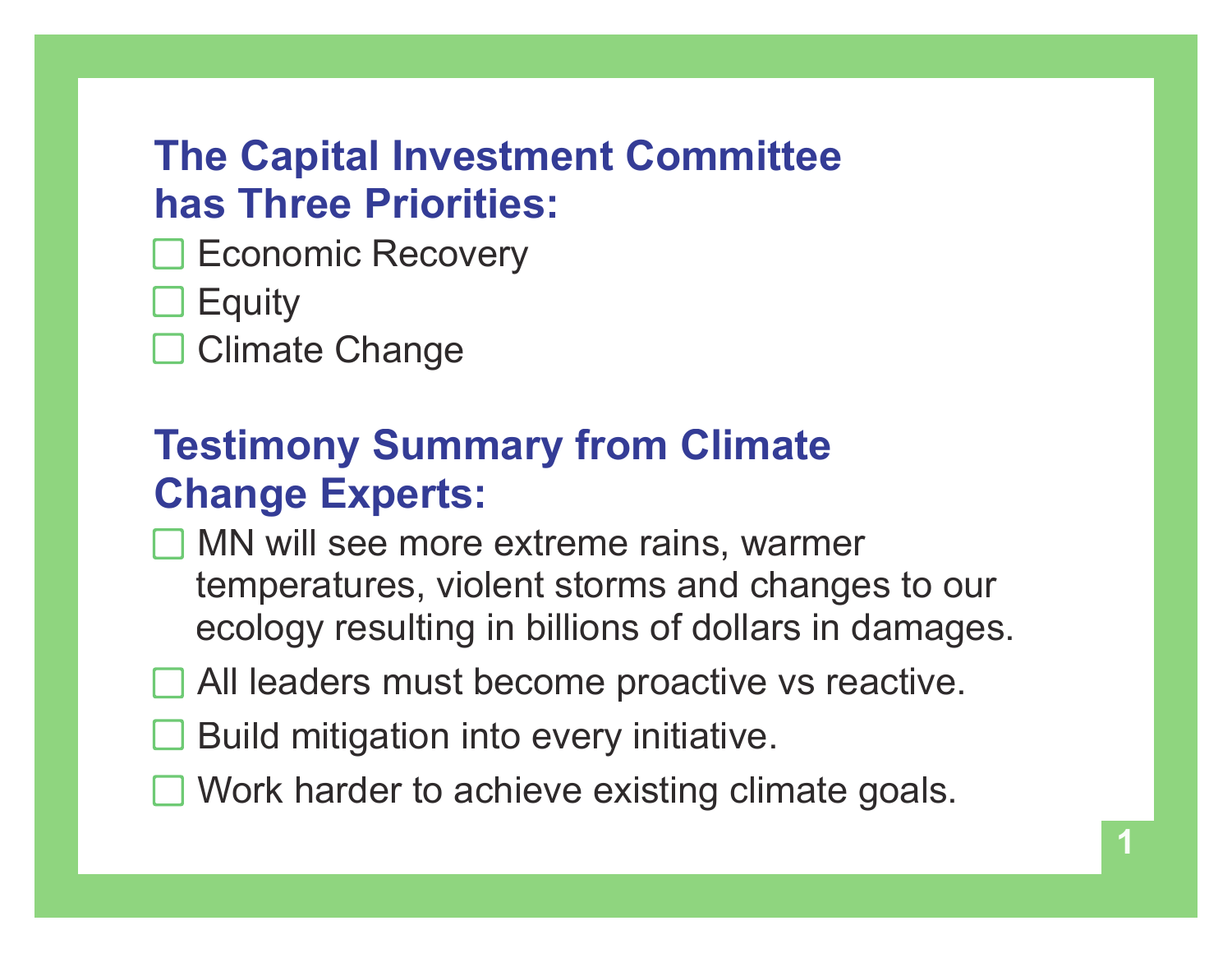## The Capital Investment Committee has Three Priorities:

- Economic Recovery
- Equity
- Climate Change

## Testimony Summary from Climate Change Experts:

- MN will see more extreme rains, warmer temperatures, violent storms and changes to our ecology resulting in billions of dollars in damages.
- All leaders must become proactive vs reactive.
- Build mitigation into every initiative.
- Work harder to achieve existing climate goals.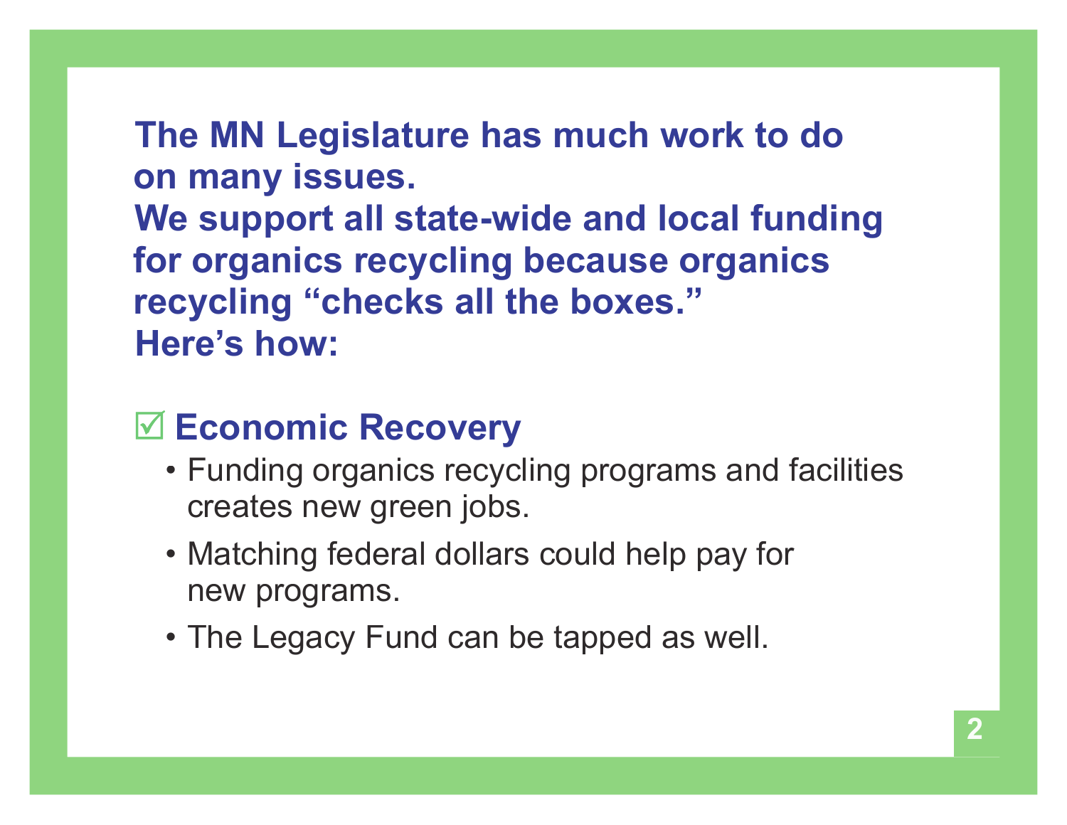**The MN Legislature has much work to do on many issues.**
**We support all state-wide and local funding for organics recycling because organics recycling “checks all the boxes.”**
**Here’s how:**

## ☑ Economic Recovery

- Funding organics recycling programs and facilities creates new green jobs.
- Matching federal dollars could help pay for new programs.
- The Legacy Fund can be tapped as well.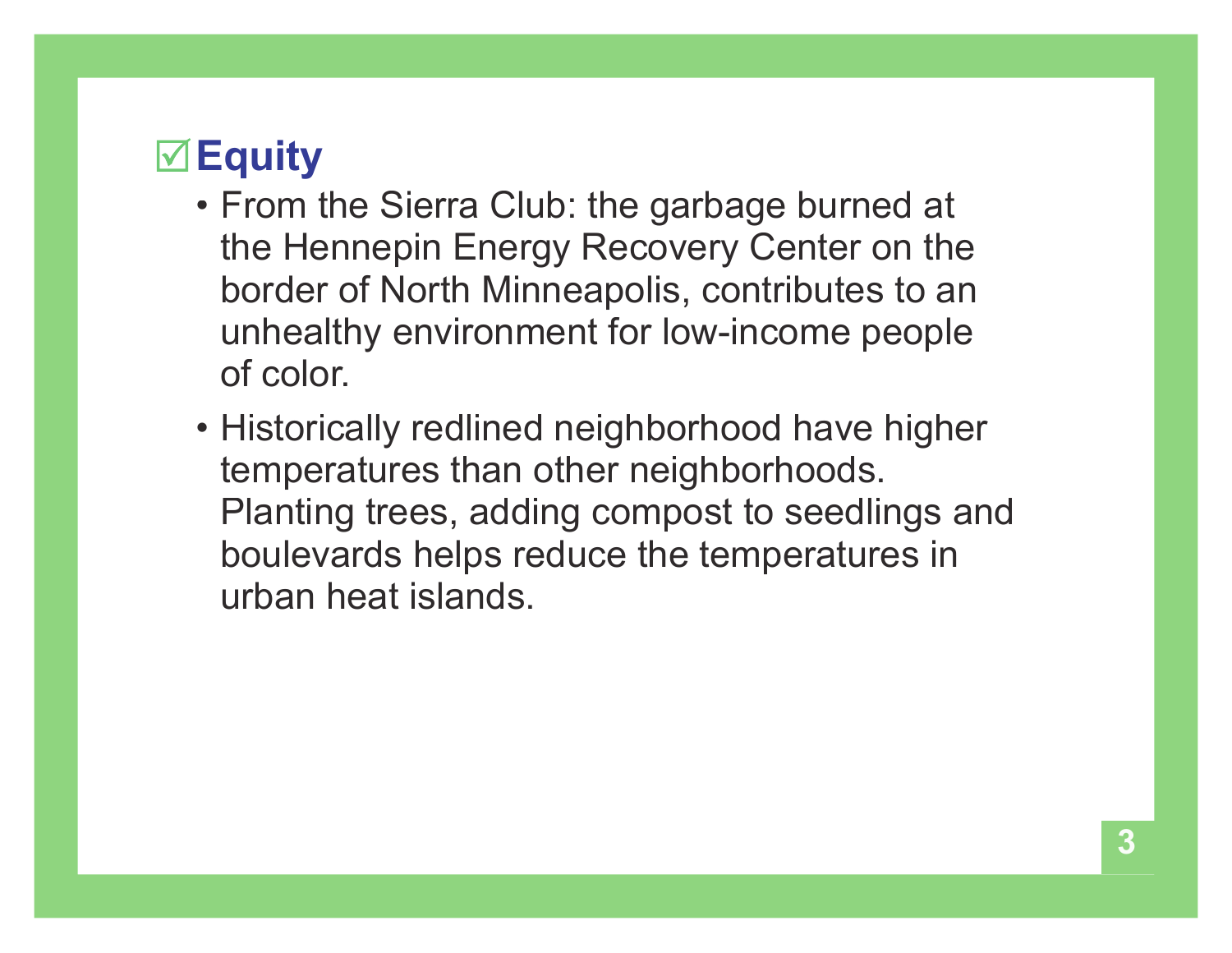## ☑ Equity

- From the Sierra Club: the garbage burned at the Hennepin Energy Recovery Center on the border of North Minneapolis, contributes to an unhealthy environment for low-income people of color.
- Historically redlined neighborhood have higher temperatures than other neighborhoods. Planting trees, adding compost to seedlings and boulevards helps reduce the temperatures in urban heat islands.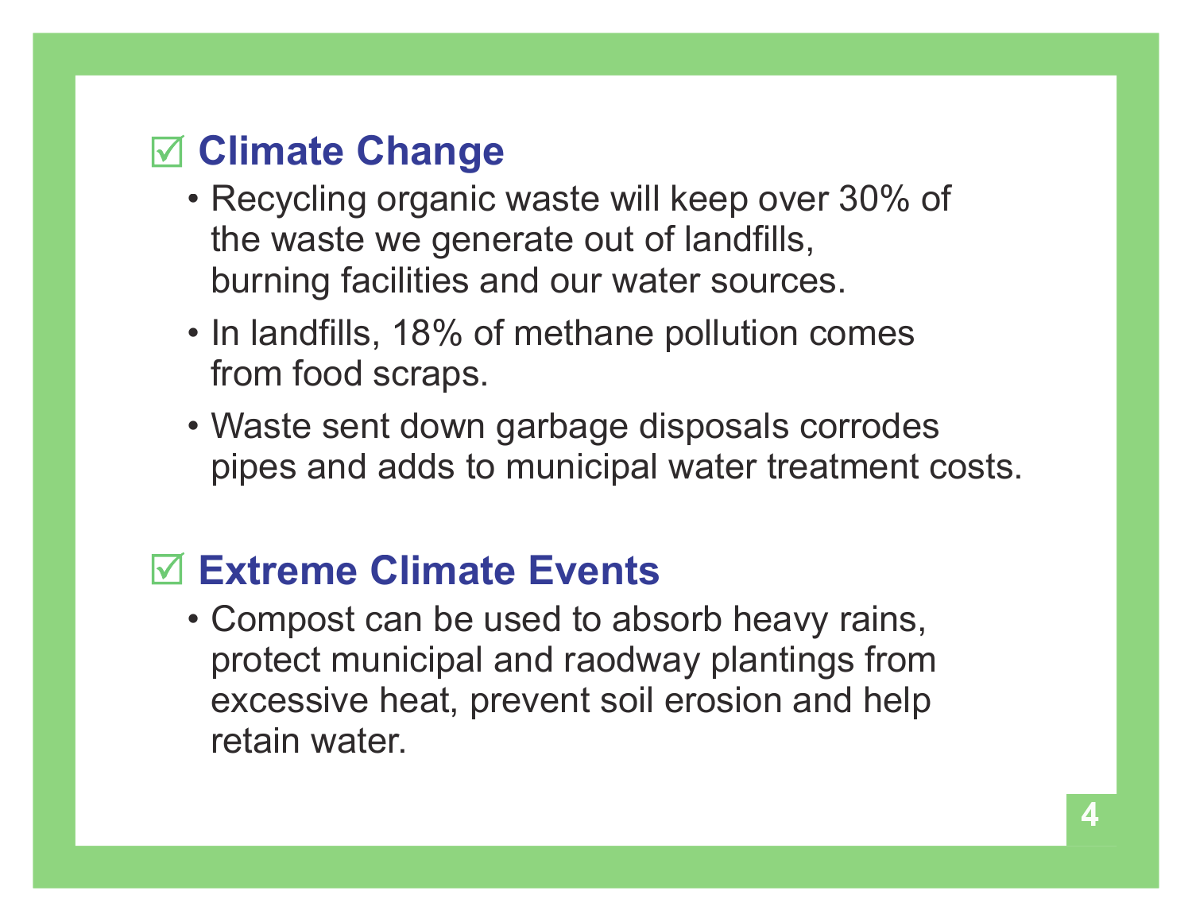## ☑ Climate Change

- Recycling organic waste will keep over 30% of the waste we generate out of landfills, burning facilities and our water sources.
- In landfills, 18% of methane pollution comes from food scraps.
- Waste sent down garbage disposals corrodes pipes and adds to municipal water treatment costs.

## ☑ Extreme Climate Events

- Compost can be used to absorb heavy rains, protect municipal and raodway plantings from excessive heat, prevent soil erosion and help retain water.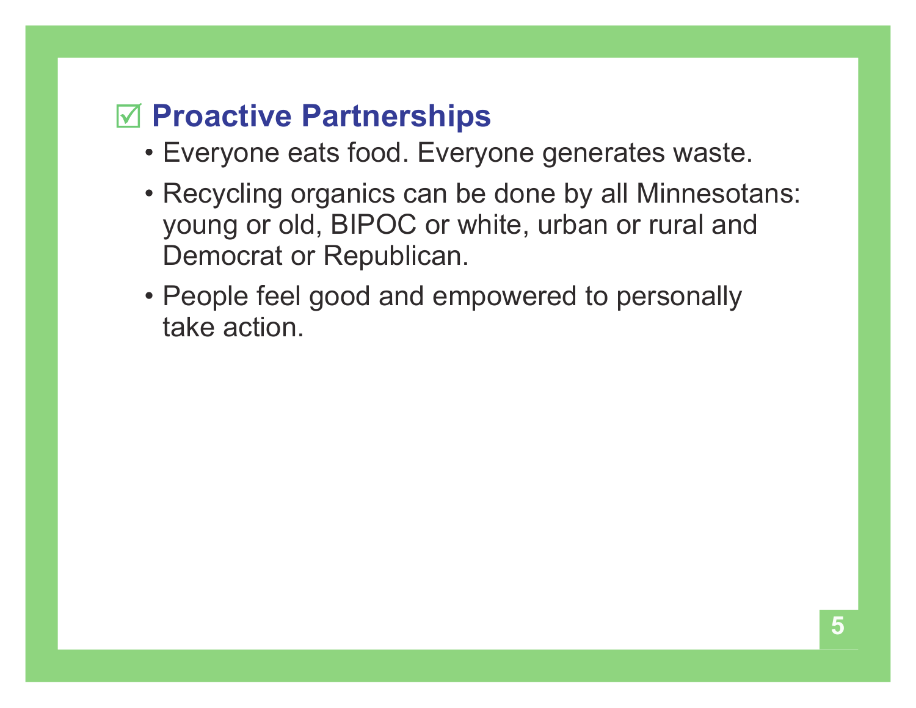## ☑ Proactive Partnerships

- Everyone eats food. Everyone generates waste.
- Recycling organics can be done by all Minnesotans: young or old, BIPOC or white, urban or rural and Democrat or Republican.
- People feel good and empowered to personally take action.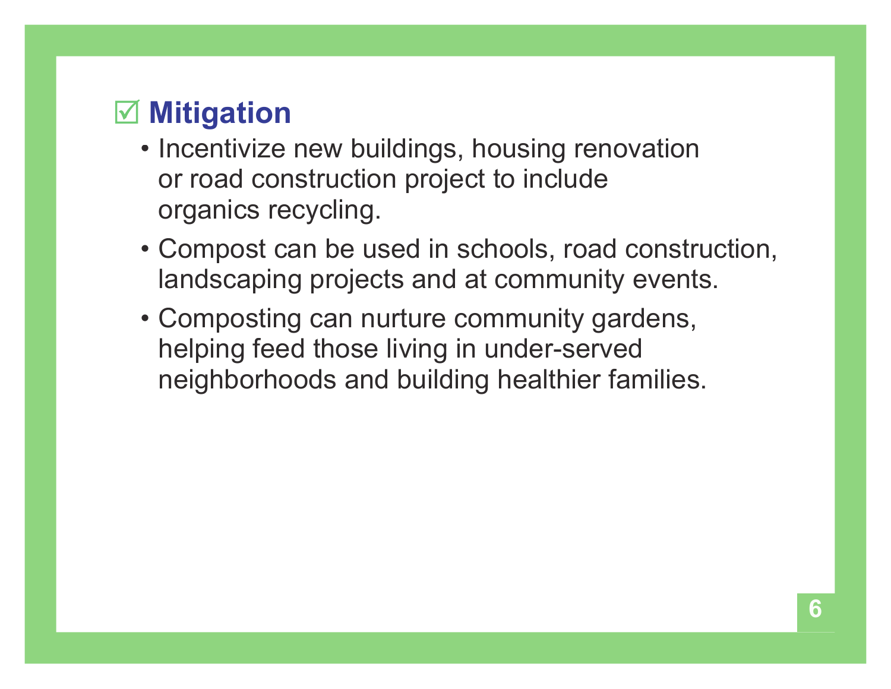## ☑ Mitigation

- Incentivize new buildings, housing renovation or road construction project to include organics recycling.
- Compost can be used in schools, road construction, landscaping projects and at community events.
- Composting can nurture community gardens, helping feed those living in under-served neighborhoods and building healthier families.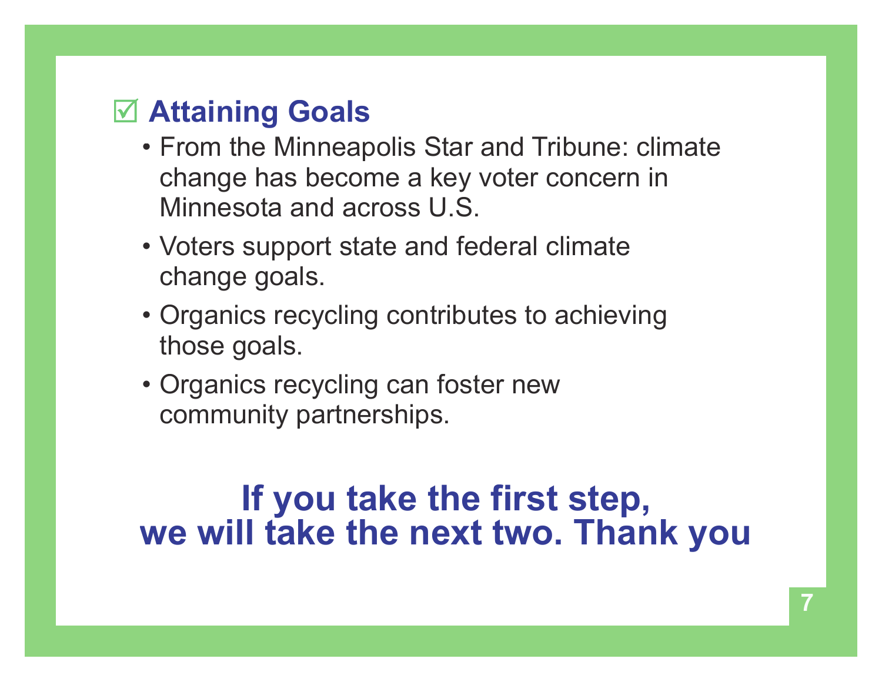## ☑ Attaining Goals

- From the Minneapolis Star and Tribune: climate change has become a key voter concern in Minnesota and across U.S.
- Voters support state and federal climate change goals.
- Organics recycling contributes to achieving those goals.
- Organics recycling can foster new community partnerships.

**If you take the first step, we will take the next two. Thank you**